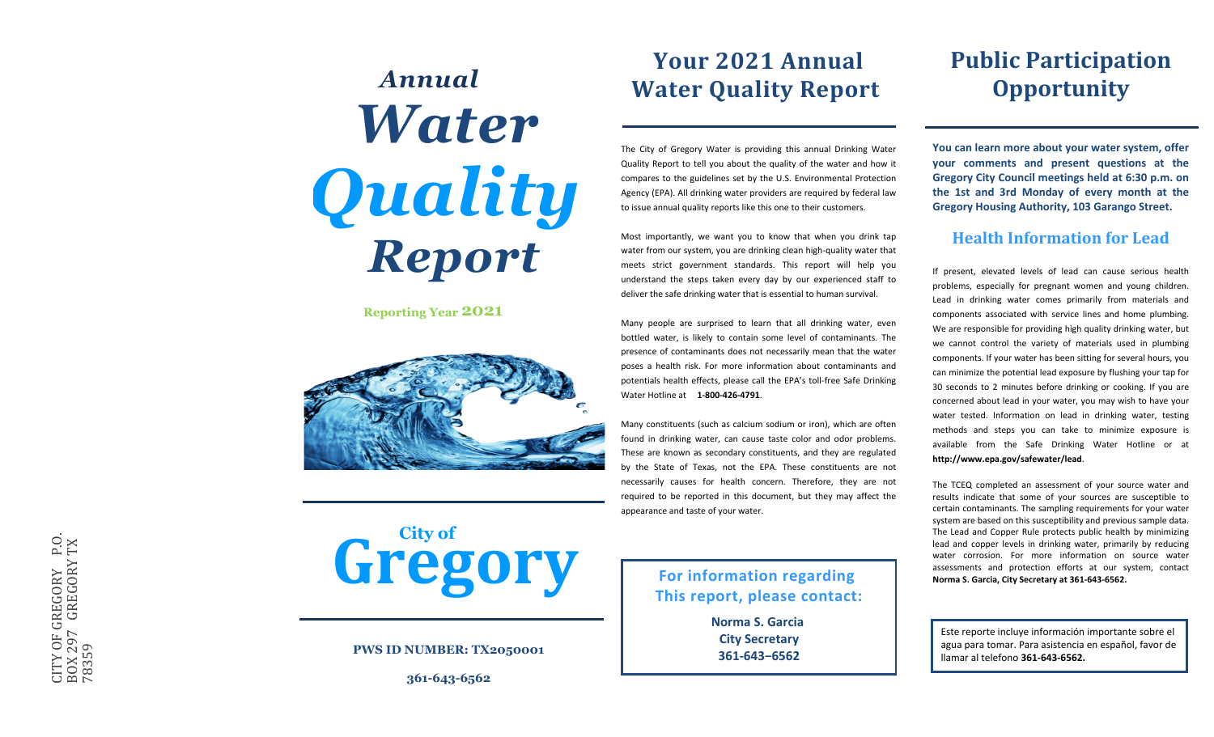# *Annual Water Quality Report*

**Reporting Year 2021**

## City of Gregory

**PWS ID NUMBER: TX2050001**

**361-643-6562**

CITY OF GREGORY P.O. BOX 297 GREGORY TX 78359

# Your 2021 Annual Water Quality Report

The City of Gregory Water is providing this annual Drinking Water Quality Report to tell you about the quality of the water and how it compares to the guidelines set by the U.S. Environmental Protection Agency (EPA). All drinking water providers are required by federal law to issue annual quality reports like this one to their customers.

Most importantly, we want you to know that when you drink tap water from our system, you are drinking clean high-quality water that meets strict government standards. This report will help you understand the steps taken every day by our experienced staff to deliver the safe drinking water that is essential to human survival.

Many people are surprised to learn that all drinking water, even bottled water, is likely to contain some level of contaminants. The presence of contaminants does not necessarily mean that the water poses a health risk. For more information about contaminants and potentials health effects, please call the EPA's toll-free Safe Drinking Water Hotline at **1-800-426-4791**.

Many constituents (such as calcium sodium or iron), which are often found in drinking water, can cause taste color and odor problems. These are known as secondary constituents, and they are regulated by the State of Texas, not the EPA. These constituents are not necessarily causes for health concern. Therefore, they are not required to be reported in this document, but they may affect the appearance and taste of your water.

**For information regarding This report, please contact:**

**Norma S. Garcia**
**City Secretary**
**361-643–6562**

# Public Participation Opportunity

**You can learn more about your water system, offer your comments and present questions at the Gregory City Council meetings held at 6:30 p.m. on the 1st and 3rd Monday of every month at the Gregory Housing Authority, 103 Garango Street.**

## Health Information for Lead

If present, elevated levels of lead can cause serious health problems, especially for pregnant women and young children. Lead in drinking water comes primarily from materials and components associated with service lines and home plumbing. We are responsible for providing high quality drinking water, but we cannot control the variety of materials used in plumbing components. If your water has been sitting for several hours, you can minimize the potential lead exposure by flushing your tap for 30 seconds to 2 minutes before drinking or cooking. If you are concerned about lead in your water, you may wish to have your water tested. Information on lead in drinking water, testing methods and steps you can take to minimize exposure is available from the Safe Drinking Water Hotline or at **http://www.epa.gov/safewater/lead**.

The TCEQ completed an assessment of your source water and results indicate that some of your sources are susceptible to certain contaminants. The sampling requirements for your water system are based on this susceptibility and previous sample data. The Lead and Copper Rule protects public health by minimizing lead and copper levels in drinking water, primarily by reducing water corrosion. For more information on source water assessments and protection efforts at our system, contact **Norma S. Garcia, City Secretary at 361-643-6562.**

Este reporte incluye información importante sobre el agua para tomar. Para asistencia en español, favor de llamar al telefono **361-643-6562.**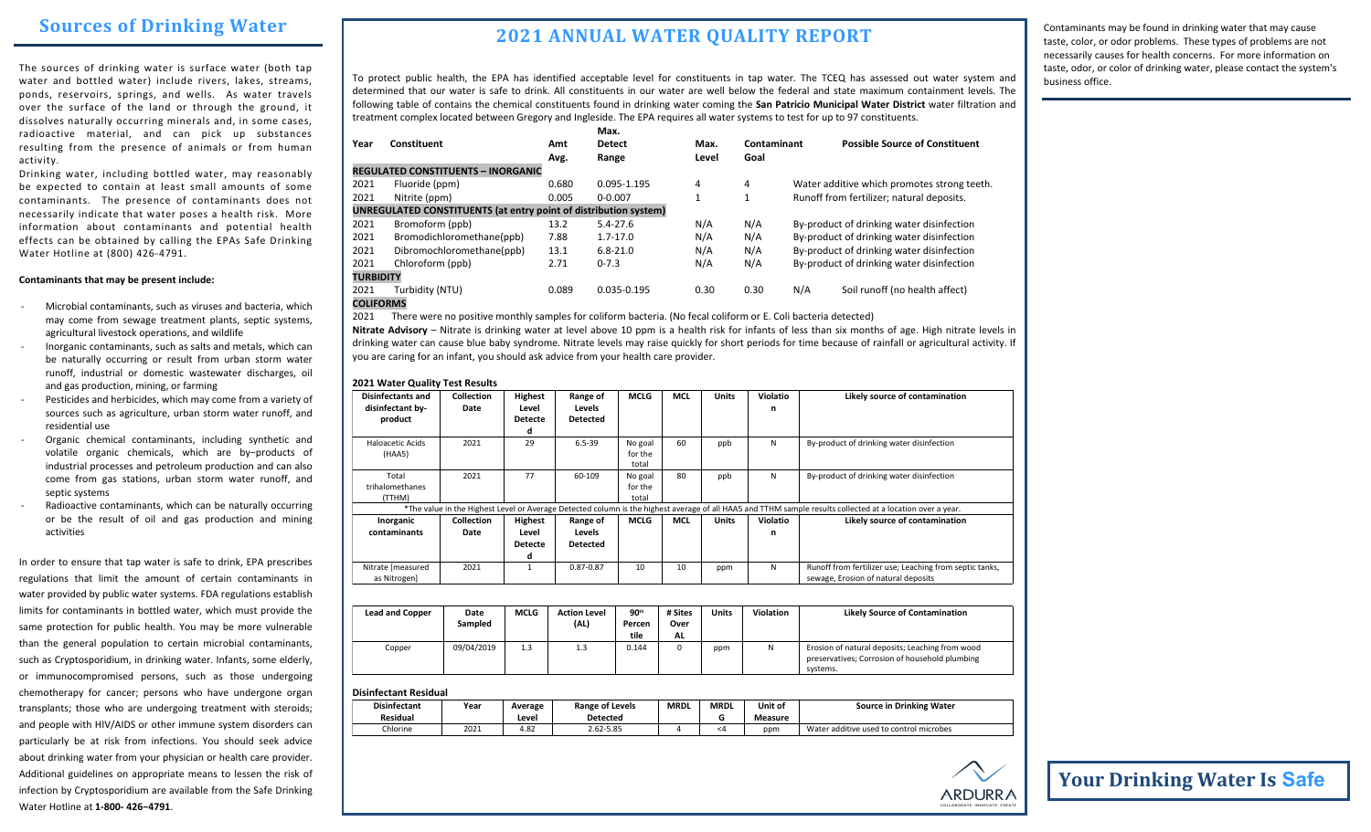## Sources of Drinking Water

The sources of drinking water is surface water (both tap water and bottled water) include rivers, lakes, streams, ponds, reservoirs, springs, and wells. As water travels over the surface of the land or through the ground, it dissolves naturally occurring minerals and, in some cases, radioactive material, and can pick up substances resulting from the presence of animals or from human activity.

Drinking water, including bottled water, may reasonably be expected to contain at least small amounts of some contaminants. The presence of contaminants does not necessarily indicate that water poses a health risk. More information about contaminants and potential health effects can be obtained by calling the EPAs Safe Drinking Water Hotline at (800) 426-4791.

**Contaminants that may be present include:**

- Microbial contaminants, such as viruses and bacteria, which may come from sewage treatment plants, septic systems, agricultural livestock operations, and wildlife
- Inorganic contaminants, such as salts and metals, which can be naturally occurring or result from urban storm water runoff, industrial or domestic wastewater discharges, oil and gas production, mining, or farming
- Pesticides and herbicides, which may come from a variety of sources such as agriculture, urban storm water runoff, and residential use
- Organic chemical contaminants, including synthetic and volatile organic chemicals, which are by–products of industrial processes and petroleum production and can also come from gas stations, urban storm water runoff, and septic systems
- Radioactive contaminants, which can be naturally occurring or be the result of oil and gas production and mining activities

In order to ensure that tap water is safe to drink, EPA prescribes regulations that limit the amount of certain contaminants in water provided by public water systems. FDA regulations establish limits for contaminants in bottled water, which must provide the same protection for public health. You may be more vulnerable than the general population to certain microbial contaminants, such as Cryptosporidium, in drinking water. Infants, some elderly, or immunocompromised persons, such as those undergoing chemotherapy for cancer; persons who have undergone organ transplants; those who are undergoing treatment with steroids; and people with HIV/AIDS or other immune system disorders can particularly be at risk from infections. You should seek advice about drinking water from your physician or health care provider. Additional guidelines on appropriate means to lessen the risk of infection by Cryptosporidium are available from the Safe Drinking Water Hotline at **1-800- 426–4791**.

## 2021 ANNUAL WATER QUALITY REPORT

To protect public health, the EPA has identified acceptable level for constituents in tap water. The TCEQ has assessed out water system and determined that our water is safe to drink. All constituents in our water are well below the federal and state maximum containment levels. The following table of contains the chemical constituents found in drinking water coming the **San Patricio Municipal Water District** water filtration and treatment complex located between Gregory and Ingleside. The EPA requires all water systems to test for up to 97 constituents.

| Year | Constituent | Amt Avg. | Max. Detect Range | Max. Level | Contaminant Goal | Possible Source of Constituent |
|---|---|---|---|---|---|---|
| **REGULATED CONSTITUENTS – INORGANIC** | | | | | | |
| 2021 | Fluoride (ppm) | 0.680 | 0.095-1.195 | 4 | 4 | Water additive which promotes strong teeth. |
| 2021 | Nitrite (ppm) | 0.005 | 0-0.007 | 1 | 1 | Runoff from fertilizer; natural deposits. |
| **UNREGULATED CONSTITUENTS (at entry point of distribution system)** | | | | | | |
| 2021 | Bromoform (ppb) | 13.2 | 5.4-27.6 | N/A | N/A | By-product of drinking water disinfection |
| 2021 | Bromodichloromethane(ppb) | 7.88 | 1.7-17.0 | N/A | N/A | By-product of drinking water disinfection |
| 2021 | Dibromochloromethane(ppb) | 13.1 | 6.8-21.0 | N/A | N/A | By-product of drinking water disinfection |
| 2021 | Chloroform (ppb) | 2.71 | 0-7.3 | N/A | N/A | By-product of drinking water disinfection |
| **TURBIDITY** | | | | | | |
| 2021 | Turbidity (NTU) | 0.089 | 0.035-0.195 | 0.30 | 0.30 | N/A Soil runoff (no health affect) |
| **COLIFORMS** | | | | | | |
| 2021 | There were no positive monthly samples for coliform bacteria. (No fecal coliform or E. Coli bacteria detected) | | | | | |

**Nitrate Advisory** – Nitrate is drinking water at level above 10 ppm is a health risk for infants of less than six months of age. High nitrate levels in drinking water can cause blue baby syndrome. Nitrate levels may raise quickly for short periods for time because of rainfall or agricultural activity. If you are caring for an infant, you should ask advice from your health care provider.

**2021 Water Quality Test Results**

| Disinfectants and disinfectant by-product | Collection Date | Highest Level Detected | Range of Levels Detected | MCLG | MCL | Units | Violation | Likely source of contamination |
|---|---|---|---|---|---|---|---|---|
| Haloacetic Acids (HAA5) | 2021 | 29 | 6.5-39 | No goal for the total | 60 | ppb | N | By-product of drinking water disinfection |
| Total trihalomethanes (TTHM) | 2021 | 77 | 60-109 | No goal for the total | 80 | ppb | N | By-product of drinking water disinfection |

*The value in the Highest Level or Average Detected column is the highest average of all HAA5 and TTHM sample results collected at a location over a year.

| Inorganic contaminants | Collection Date | Highest Level Detected | Range of Levels Detected | MCLG | MCL | Units | Violation | Likely source of contamination |
|---|---|---|---|---|---|---|---|---|
| Nitrate [measured as Nitrogen] | 2021 | 1 | 0.87-0.87 | 10 | 10 | ppm | N | Runoff from fertilizer use; Leaching from septic tanks, sewage, Erosion of natural deposits |

| Lead and Copper | Date Sampled | MCLG | Action Level (AL) | 90th Percentile | # Sites Over AL | Units | Violation | Likely Source of Contamination |
|---|---|---|---|---|---|---|---|---|
| Copper | 09/04/2019 | 1.3 | 1.3 | 0.144 | 0 | ppm | N | Erosion of natural deposits; Leaching from wood preservatives; Corrosion of household plumbing systems. |

**Disinfectant Residual**

| Disinfectant Residual | Year | Average Level | Range of Levels Detected | MRDL | MRDLG | Unit of Measure | Source in Drinking Water |
|---|---|---|---|---|---|---|---|
| Chlorine | 2021 | 4.82 | 2.62-5.85 | 4 | <4 | ppm | Water additive used to control microbes |

ARDURRA
COLLABORATE. INNOVATE. CREATE.

Contaminants may be found in drinking water that may cause taste, color, or odor problems. These types of problems are not necessarily causes for health concerns. For more information on taste, odor, or color of drinking water, please contact the system's business office.

## Your Drinking Water Is Safe